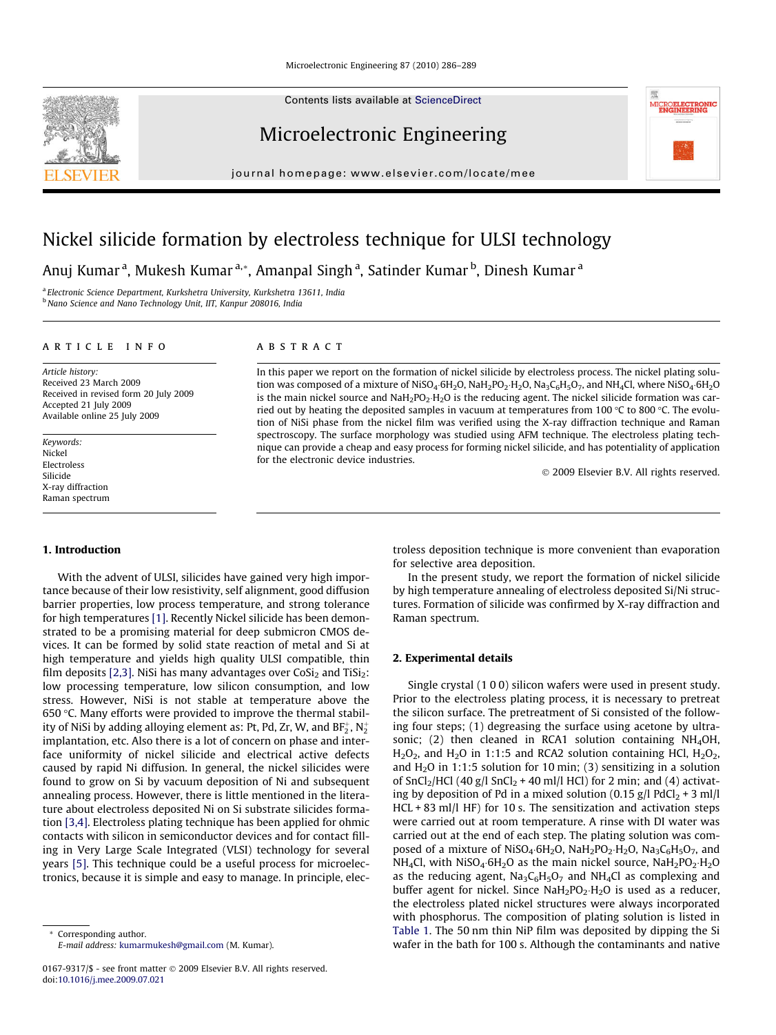# Nickel silicide formation by electroless technique for ULSI technology

Anuj Kumar [a], Mukesh Kumar [a,*], Amanpal Singh [a], Satinder Kumar [b], Dinesh Kumar [a]

[a] Electronic Science Department, Kurkshetra University, Kurkshetra 13611, India
[b] Nano Science and Nano Technology Unit, IIT, Kanpur 208016, India

## ARTICLE INFO

*Article history:*
Received 23 March 2009
Received in revised form 20 July 2009
Accepted 21 July 2009
Available online 25 July 2009

*Keywords:*
Nickel
Electroless
Silicide
X-ray diffraction
Raman spectrum

## ABSTRACT

In this paper we report on the formation of nickel silicide by electroless process. The nickel plating solution was composed of a mixture of $NiSO_4{\cdot}6H_2O$, $NaH_2PO_2{\cdot}H_2O$, $Na_3C_6H_5O_7$, and $NH_4Cl$, where $NiSO_4{\cdot}6H_2O$ is the main nickel source and $NaH_2PO_2{\cdot}H_2O$ is the reducing agent. The nickel silicide formation was carried out by heating the deposited samples in vacuum at temperatures from 100 °C to 800 °C. The evolution of NiSi phase from the nickel film was verified using the X-ray diffraction technique and Raman spectroscopy. The surface morphology was studied using AFM technique. The electroless plating technique can provide a cheap and easy process for forming nickel silicide, and has potentiality of application for the electronic device industries.

© 2009 Elsevier B.V. All rights reserved.

## 1. Introduction

With the advent of ULSI, silicides have gained very high importance because of their low resistivity, self alignment, good diffusion barrier properties, low process temperature, and strong tolerance for high temperatures [1]. Recently Nickel silicide has been demonstrated to be a promising material for deep submicron CMOS devices. It can be formed by solid state reaction of metal and Si at high temperature and yields high quality ULSI compatible, thin film deposits [2,3]. NiSi has many advantages over $CoSi_2$ and $TiSi_2$: low processing temperature, low silicon consumption, and low stress. However, NiSi is not stable at temperature above the 650 °C. Many efforts were provided to improve the thermal stability of NiSi by adding alloying element as: Pt, Pd, Zr, W, and $BF_2^+$, $N_2^+$ implantation, etc. Also there is a lot of concern on phase and interface uniformity of nickel silicide and electrical active defects caused by rapid Ni diffusion. In general, the nickel silicides were found to grow on Si by vacuum deposition of Ni and subsequent annealing process. However, there is little mentioned in the literature about electroless deposited Ni on Si substrate silicides formation [3,4]. Electroless plating technique has been applied for ohmic contacts with silicon in semiconductor devices and for contact filling in Very Large Scale Integrated (VLSI) technology for several years [5]. This technique could be a useful process for microelectronics, because it is simple and easy to manage. In principle, electroless deposition technique is more convenient than evaporation for selective area deposition.

In the present study, we report the formation of nickel silicide by high temperature annealing of electroless deposited Si/Ni structures. Formation of silicide was confirmed by X-ray diffraction and Raman spectrum.

## 2. Experimental details

Single crystal (1 0 0) silicon wafers were used in present study. Prior to the electroless plating process, it is necessary to pretreat the silicon surface. The pretreatment of Si consisted of the following four steps; (1) degreasing the surface using acetone by ultrasonic; (2) then cleaned in RCA1 solution containing $NH_4OH$, $H_2O_2$, and $H_2O$ in 1:1:5 and RCA2 solution containing HCl, $H_2O_2$, and $H_2O$ in 1:1:5 solution for 10 min; (3) sensitizing in a solution of $SnCl_2$/HCl (40 g/l $SnCl_2$ + 40 ml/l HCl) for 2 min; and (4) activating by deposition of Pd in a mixed solution (0.15 g/l $PdCl_2$ + 3 ml/l HCL + 83 ml/l HF) for 10 s. The sensitization and activation steps were carried out at room temperature. A rinse with DI water was carried out at the end of each step. The plating solution was composed of a mixture of $NiSO_4{\cdot}6H_2O$, $NaH_2PO_2{\cdot}H_2O$, $Na_3C_6H_5O_7$, and $NH_4Cl$, with $NiSO_4{\cdot}6H_2O$ as the main nickel source, $NaH_2PO_2{\cdot}H_2O$ as the reducing agent, $Na_3C_6H_5O_7$ and $NH_4Cl$ as complexing and buffer agent for nickel. Since $NaH_2PO_2{\cdot}H_2O$ is used as a reducer, the electroless plated nickel structures were always incorporated with phosphorus. The composition of plating solution is listed in Table 1. The 50 nm thin NiP film was deposited by dipping the Si wafer in the bath for 100 s. Although the contaminants and native

* Corresponding author.
E-mail address: kumarmukesh@gmail.com (M. Kumar).

0167-9317/$ - see front matter © 2009 Elsevier B.V. All rights reserved.
doi:10.1016/j.mee.2009.07.021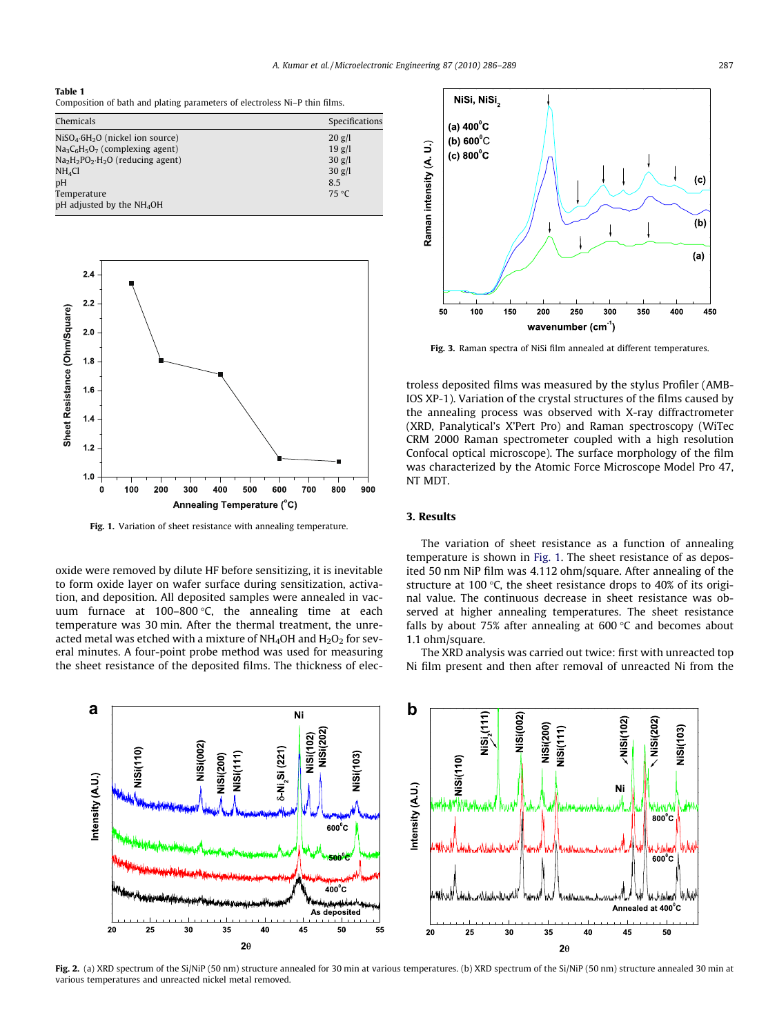**Table 1**
Composition of bath and plating parameters of electroless Ni–P thin films.

| Chemicals | Specifications |
|---|---|
| $NiSO_4{\cdot}6H_2O$ (nickel ion source) | 20 g/l |
| $Na_3C_6H_5O_7$ (complexing agent) | 19 g/l |
| $Na_2H_2PO_2{\cdot}H_2O$ (reducing agent) | 30 g/l |
| $NH_4Cl$ | 30 g/l |
| pH | 8.5 |
| Temperature | 75 °C |
| pH adjusted by the $NH_4OH$ | |

**Fig. 1.** Variation of sheet resistance with annealing temperature.

oxide were removed by dilute HF before sensitizing, it is inevitable to form oxide layer on wafer surface during sensitization, activation, and deposition. All deposited samples were annealed in vacuum furnace at 100–800 °C, the annealing time at each temperature was 30 min. After the thermal treatment, the unreacted metal was etched with a mixture of $NH_4OH$ and $H_2O_2$ for several minutes. A four-point probe method was used for measuring the sheet resistance of the deposited films. The thickness of electroless deposited films was measured by the stylus Profiler (AMBIOS XP-1). Variation of the crystal structures of the films caused by the annealing process was observed with X-ray diffractrometer (XRD, Panalytical's X'Pert Pro) and Raman spectroscopy (WiTec CRM 2000 Raman spectrometer coupled with a high resolution Confocal optical microscope). The surface morphology of the film was characterized by the Atomic Force Microscope Model Pro 47, NT MDT.

**Fig. 3.** Raman spectra of NiSi film annealed at different temperatures.

## 3. Results

The variation of sheet resistance as a function of annealing temperature is shown in Fig. 1. The sheet resistance of as deposited 50 nm NiP film was 4.112 ohm/square. After annealing of the structure at 100 °C, the sheet resistance drops to 40% of its original value. The continuous decrease in sheet resistance was observed at higher annealing temperatures. The sheet resistance falls by about 75% after annealing at 600 °C and becomes about 1.1 ohm/square.

The XRD analysis was carried out twice: first with unreacted top Ni film present and then after removal of unreacted Ni from the

**Fig. 2.** (a) XRD spectrum of the Si/NiP (50 nm) structure annealed for 30 min at various temperatures. (b) XRD spectrum of the Si/NiP (50 nm) structure annealed 30 min at various temperatures and unreacted nickel metal removed.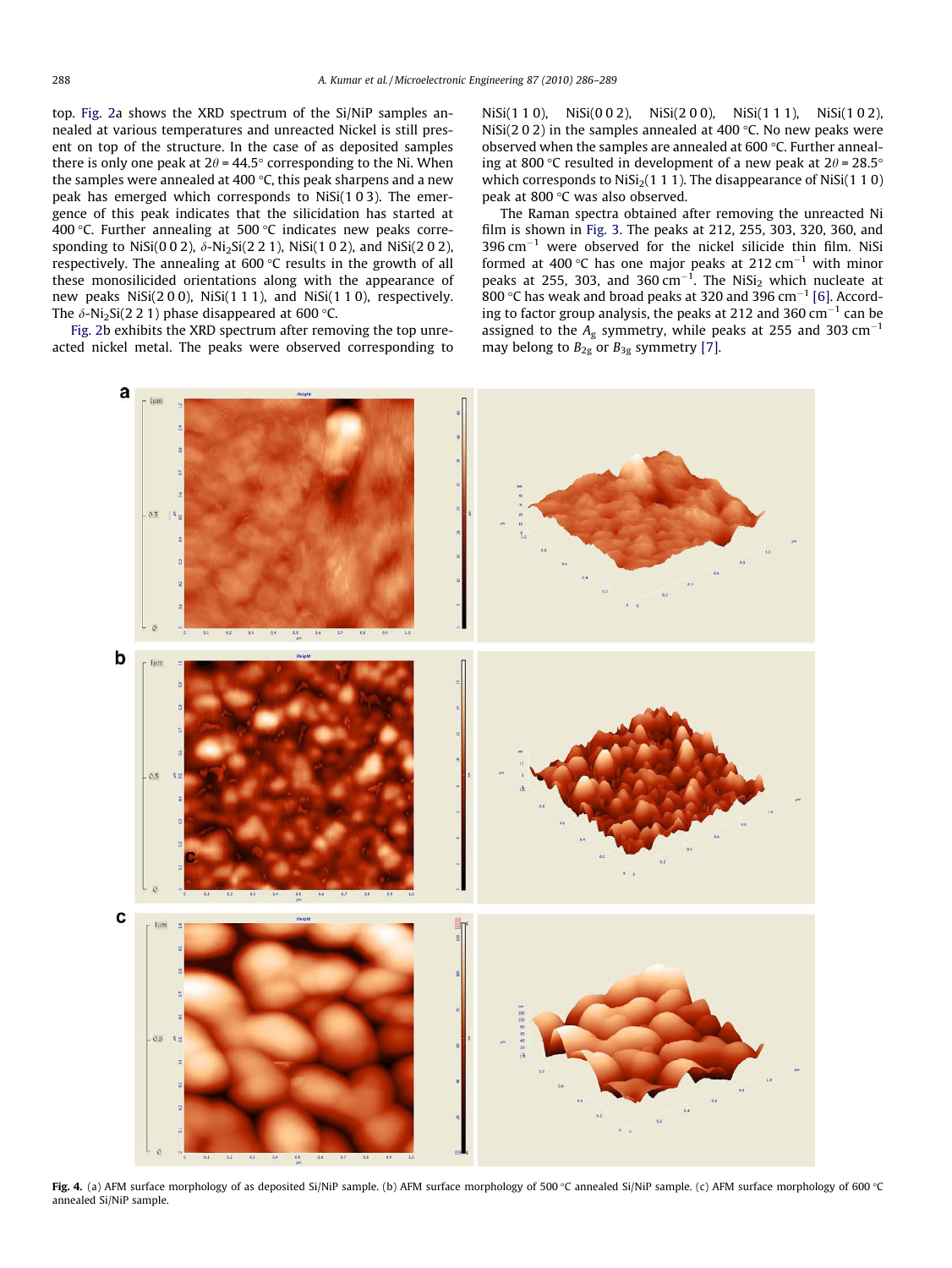top. Fig. 2a shows the XRD spectrum of the Si/NiP samples annealed at various temperatures and unreacted Nickel is still present on top of the structure. In the case of as deposited samples there is only one peak at $2\theta = 44.5°$ corresponding to the Ni. When the samples were annealed at 400 °C, this peak sharpens and a new peak has emerged which corresponds to NiSi(1 0 3). The emergence of this peak indicates that the silicidation has started at 400 °C. Further annealing at 500 °C indicates new peaks corresponding to NiSi(0 0 2), $\delta$-$Ni_2Si$(2 2 1), NiSi(1 0 2), and NiSi(2 0 2), respectively. The annealing at 600 °C results in the growth of all these monosilicided orientations along with the appearance of new peaks NiSi(2 0 0), NiSi(1 1 1), and NiSi(1 1 0), respectively. The $\delta$-$Ni_2Si$(2 2 1) phase disappeared at 600 °C.

Fig. 2b exhibits the XRD spectrum after removing the top unreacted nickel metal. The peaks were observed corresponding to NiSi(1 1 0), NiSi(0 0 2), NiSi(2 0 0), NiSi(1 1 1), NiSi(1 0 2), NiSi(2 0 2) in the samples annealed at 400 °C. No new peaks were observed when the samples are annealed at 600 °C. Further annealing at 800 °C resulted in development of a new peak at $2\theta = 28.5°$ which corresponds to $NiSi_2$(1 1 1). The disappearance of NiSi(1 1 0) peak at 800 °C was also observed.

The Raman spectra obtained after removing the unreacted Ni film is shown in Fig. 3. The peaks at 212, 255, 303, 320, 360, and 396 $cm^{-1}$ were observed for the nickel silicide thin film. NiSi formed at 400 °C has one major peaks at 212 $cm^{-1}$ with minor peaks at 255, 303, and 360 $cm^{-1}$. The $NiSi_2$ which nucleate at 800 °C has weak and broad peaks at 320 and 396 $cm^{-1}$ [6]. According to factor group analysis, the peaks at 212 and 360 $cm^{-1}$ can be assigned to the $A_g$ symmetry, while peaks at 255 and 303 $cm^{-1}$ may belong to $B_{2g}$ or $B_{3g}$ symmetry [7].

**Fig. 4.** (a) AFM surface morphology of as deposited Si/NiP sample. (b) AFM surface morphology of 500 °C annealed Si/NiP sample. (c) AFM surface morphology of 600 °C annealed Si/NiP sample.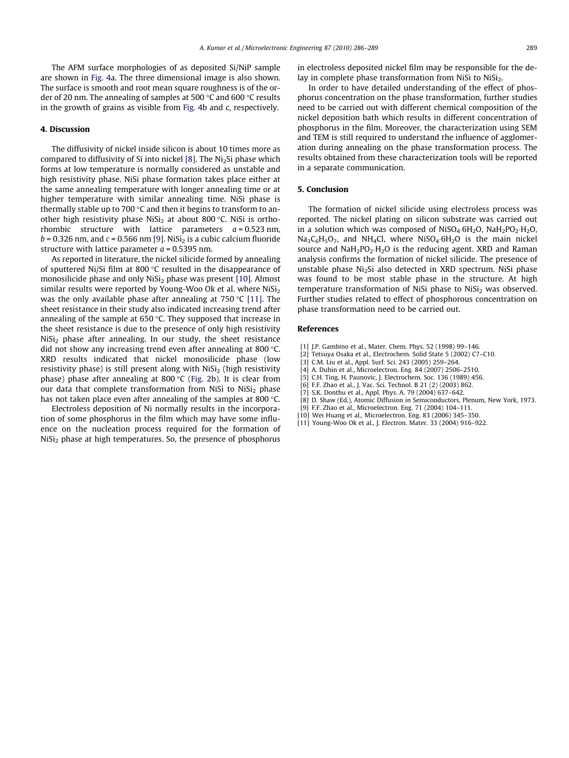The AFM surface morphologies of as deposited Si/NiP sample are shown in Fig. 4a. The three dimensional image is also shown. The surface is smooth and root mean square roughness is of the order of 20 nm. The annealing of samples at 500 °C and 600 °C results in the growth of grains as visible from Fig. 4b and c, respectively.

## 4. Discussion

The diffusivity of nickel inside silicon is about 10 times more as compared to diffusivity of Si into nickel [8]. The $Ni_2Si$ phase which forms at low temperature is normally considered as unstable and high resistivity phase. NiSi phase formation takes place either at the same annealing temperature with longer annealing time or at higher temperature with similar annealing time. NiSi phase is thermally stable up to 700 °C and then it begins to transform to another high resistivity phase $NiSi_2$ at about 800 °C. NiSi is orthorhombic structure with lattice parameters $a$ = 0.523 nm, $b$ = 0.326 nm, and $c$ = 0.566 nm [9]. $NiSi_2$ is a cubic calcium fluoride structure with lattice parameter $a$ = 0.5395 nm.

As reported in literature, the nickel silicide formed by annealing of sputtered Ni/Si film at 800 °C resulted in the disappearance of monosilicide phase and only $NiSi_2$ phase was present [10]. Almost similar results were reported by Young-Woo Ok et al. where $NiSi_2$ was the only available phase after annealing at 750 °C [11]. The sheet resistance in their study also indicated increasing trend after annealing of the sample at 650 °C. They supposed that increase in the sheet resistance is due to the presence of only high resistivity $NiSi_2$ phase after annealing. In our study, the sheet resistance did not show any increasing trend even after annealing at 800 °C. XRD results indicated that nickel monosilicide phase (low resistivity phase) is still present along with $NiSi_2$ (high resistivity phase) phase after annealing at 800 °C (Fig. 2b). It is clear from our data that complete transformation from NiSi to $NiSi_2$ phase has not taken place even after annealing of the samples at 800 °C.

Electroless deposition of Ni normally results in the incorporation of some phosphorus in the film which may have some influence on the nucleation process required for the formation of $NiSi_2$ phase at high temperatures. So, the presence of phosphorus in electroless deposited nickel film may be responsible for the delay in complete phase transformation from NiSi to $NiSi_2$.

In order to have detailed understanding of the effect of phosphorus concentration on the phase transformation, further studies need to be carried out with different chemical composition of the nickel deposition bath which results in different concentration of phosphorus in the film. Moreover, the characterization using SEM and TEM is still required to understand the influence of agglomeration during annealing on the phase transformation process. The results obtained from these characterization tools will be reported in a separate communication.

## 5. Conclusion

The formation of nickel silicide using electroless process was reported. The nickel plating on silicon substrate was carried out in a solution which was composed of $NiSO_4 \cdot 6H_2O$, $NaH_2PO_2 \cdot H_2O$, $Na_3C_6H_5O_7$, and $NH_4Cl$, where $NiSO_4 \cdot 6H_2O$ is the main nickel source and $NaH_2PO_2 \cdot H_2O$ is the reducing agent. XRD and Raman analysis confirms the formation of nickel silicide. The presence of unstable phase $Ni_2Si$ also detected in XRD spectrum. NiSi phase was found to be most stable phase in the structure. At high temperature transformation of NiSi phase to $NiSi_2$ was observed. Further studies related to effect of phosphorous concentration on phase transformation need to be carried out.

## References

[1] J.P. Gambino et al., Mater. Chem. Phys. 52 (1998) 99–146.
[2] Tetsuya Osaka et al., Electrochem. Solid State 5 (2002) C7–C10.
[3] C.M. Liu et al., Appl. Surf. Sci. 243 (2005) 259–264.
[4] A. Duhin et al., Microelectron. Eng. 84 (2007) 2506–2510.
[5] C.H. Ting, H. Paunovic, J. Electrochem. Soc. 136 (1989) 456.
[6] F.F. Zhao et al., J. Vac. Sci. Technol. B 21 (2) (2003) 862.
[7] S.K. Donthu et al., Appl. Phys. A. 79 (2004) 637–642.
[8] D. Shaw (Ed.), Atomic Diffusion in Semiconductors, Plenum, New York, 1973.
[9] F.F. Zhao et al., Microelectron. Eng. 71 (2004) 104–111.
[10] Wei Huang et al., Microelectron. Eng. 83 (2006) 345–350.
[11] Young-Woo Ok et al., J. Electron. Mater. 33 (2004) 916–922.